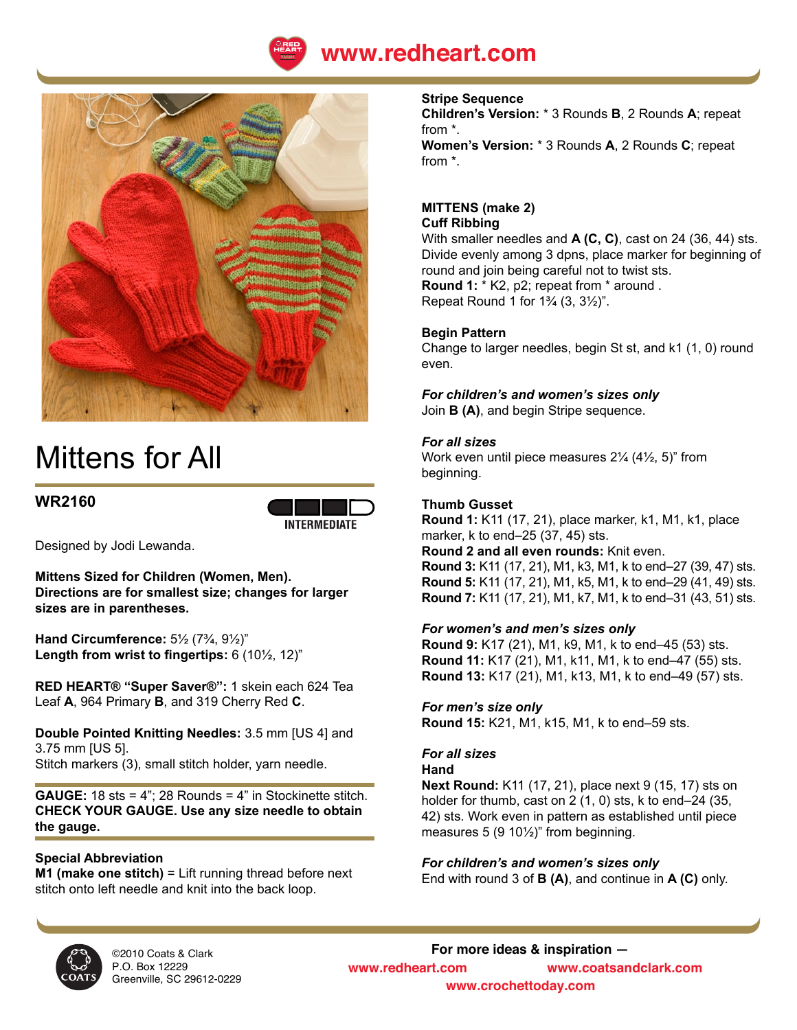# Mittens for All

## WR2160

INTERMEDIATE

Designed by Jodi Lewanda.

**Mittens Sized for Children (Women, Men). Directions are for smallest size; changes for larger sizes are in parentheses.**

**Hand Circumference:** 5½ (7¾, 9½)"
**Length from wrist to fingertips:** 6 (10½, 12)"

**RED HEART® "Super Saver®":** 1 skein each 624 Tea Leaf **A**, 964 Primary **B**, and 319 Cherry Red **C**.

**Double Pointed Knitting Needles:** 3.5 mm [US 4] and 3.75 mm [US 5].
Stitch markers (3), small stitch holder, yarn needle.

**GAUGE:** 18 sts = 4"; 28 Rounds = 4" in Stockinette stitch. **CHECK YOUR GAUGE. Use any size needle to obtain the gauge.**

**Special Abbreviation**
**M1 (make one stitch)** = Lift running thread before next stitch onto left needle and knit into the back loop.

**Stripe Sequence**
**Children's Version:** * 3 Rounds **B**, 2 Rounds **A**; repeat from *.
**Women's Version:** * 3 Rounds **A**, 2 Rounds **C**; repeat from *.

**MITTENS (make 2)**
**Cuff Ribbing**
With smaller needles and **A (C, C)**, cast on 24 (36, 44) sts. Divide evenly among 3 dpns, place marker for beginning of round and join being careful not to twist sts.
**Round 1:** * K2, p2; repeat from * around .
Repeat Round 1 for 1¾ (3, 3½)".

**Begin Pattern**
Change to larger needles, begin St st, and k1 (1, 0) round even.

***For children's and women's sizes only***
Join **B (A)**, and begin Stripe sequence.

***For all sizes***
Work even until piece measures 2¼ (4½, 5)" from beginning.

**Thumb Gusset**
**Round 1:** K11 (17, 21), place marker, k1, M1, k1, place marker, k to end–25 (37, 45) sts.
**Round 2 and all even rounds:** Knit even.
**Round 3:** K11 (17, 21), M1, k3, M1, k to end–27 (39, 47) sts.
**Round 5:** K11 (17, 21), M1, k5, M1, k to end–29 (41, 49) sts.
**Round 7:** K11 (17, 21), M1, k7, M1, k to end–31 (43, 51) sts.

***For women's and men's sizes only***
**Round 9:** K17 (21), M1, k9, M1, k to end–45 (53) sts.
**Round 11:** K17 (21), M1, k11, M1, k to end–47 (55) sts.
**Round 13:** K17 (21), M1, k13, M1, k to end–49 (57) sts.

***For men's size only***
**Round 15:** K21, M1, k15, M1, k to end–59 sts.

***For all sizes***
**Hand**
**Next Round:** K11 (17, 21), place next 9 (15, 17) sts on holder for thumb, cast on 2 (1, 0) sts, k to end–24 (35, 42) sts. Work even in pattern as established until piece measures 5 (9 10½)" from beginning.

***For children's and women's sizes only***
End with round 3 of **B (A)**, and continue in **A (C)** only.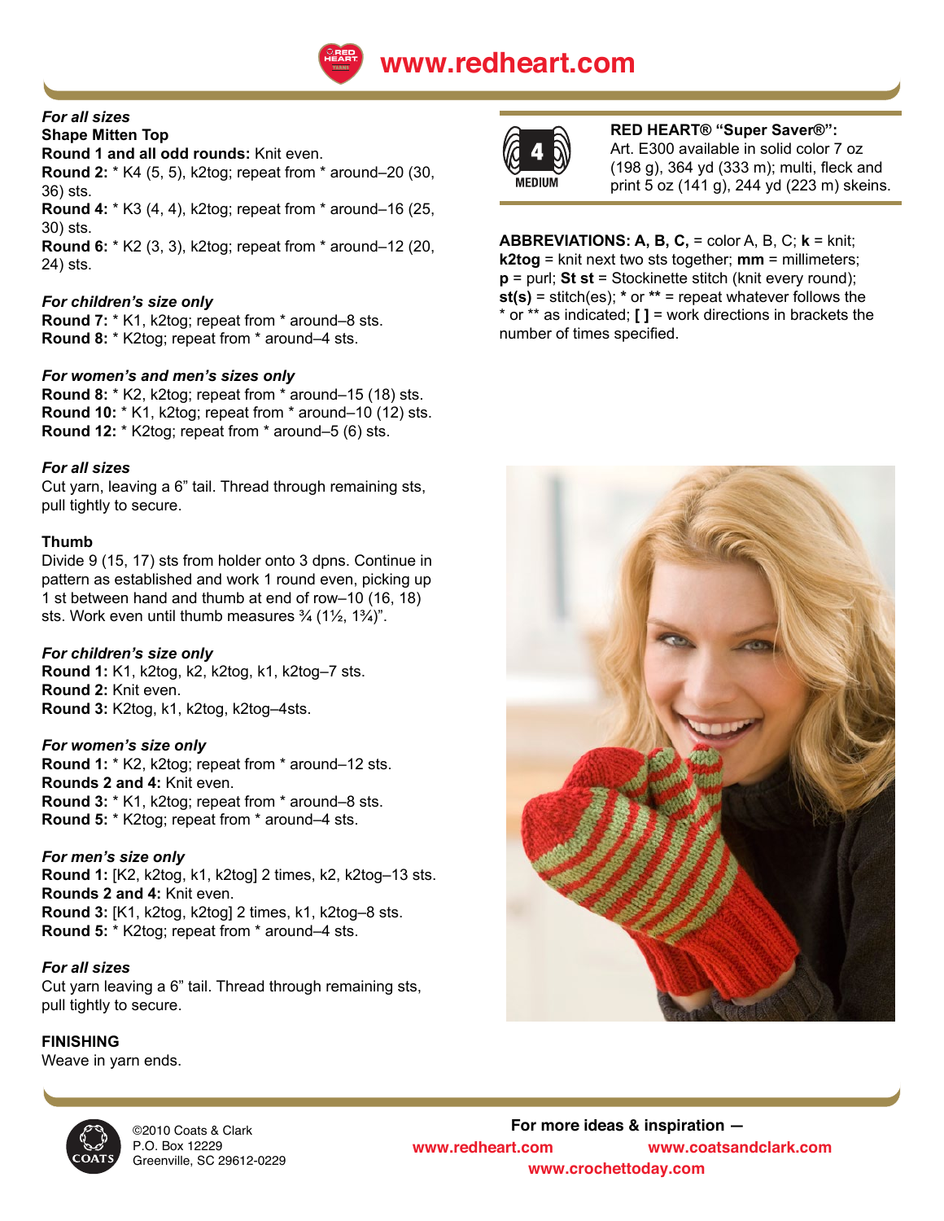*For all sizes*
**Shape Mitten Top**
**Round 1 and all odd rounds:** Knit even.
**Round 2:** * K4 (5, 5), k2tog; repeat from * around–20 (30, 36) sts.
**Round 4:** * K3 (4, 4), k2tog; repeat from * around–16 (25, 30) sts.
**Round 6:** * K2 (3, 3), k2tog; repeat from * around–12 (20, 24) sts.

*For children's size only*
**Round 7:** * K1, k2tog; repeat from * around–8 sts.
**Round 8:** * K2tog; repeat from * around–4 sts.

*For women's and men's sizes only*
**Round 8:** * K2, k2tog; repeat from * around–15 (18) sts.
**Round 10:** * K1, k2tog; repeat from * around–10 (12) sts.
**Round 12:** * K2tog; repeat from * around–5 (6) sts.

*For all sizes*
Cut yarn, leaving a 6" tail. Thread through remaining sts, pull tightly to secure.

**Thumb**
Divide 9 (15, 17) sts from holder onto 3 dpns. Continue in pattern as established and work 1 round even, picking up 1 st between hand and thumb at end of row–10 (16, 18) sts. Work even until thumb measures ¾ (1½, 1¾)".

*For children's size only*
**Round 1:** K1, k2tog, k2, k2tog, k1, k2tog–7 sts.
**Round 2:** Knit even.
**Round 3:** K2tog, k1, k2tog, k2tog–4sts.

*For women's size only*
**Round 1:** * K2, k2tog; repeat from * around–12 sts.
**Rounds 2 and 4:** Knit even.
**Round 3:** * K1, k2tog; repeat from * around–8 sts.
**Round 5:** * K2tog; repeat from * around–4 sts.

*For men's size only*
**Round 1:** [K2, k2tog, k1, k2tog] 2 times, k2, k2tog–13 sts.
**Rounds 2 and 4:** Knit even.
**Round 3:** [K1, k2tog, k2tog] 2 times, k1, k2tog–8 sts.
**Round 5:** * K2tog; repeat from * around–4 sts.

*For all sizes*
Cut yarn leaving a 6" tail. Thread through remaining sts, pull tightly to secure.

**FINISHING**
Weave in yarn ends.

4 MEDIUM

**RED HEART® "Super Saver®":**
Art. E300 available in solid color 7 oz (198 g), 364 yd (333 m); multi, fleck and print 5 oz (141 g), 244 yd (223 m) skeins.

**ABBREVIATIONS: A, B, C,** = color A, B, C; **k** = knit; **k2tog** = knit next two sts together; **mm** = millimeters; **p** = purl; **St st** = Stockinette stitch (knit every round); **st(s)** = stitch(es); * or ** = repeat whatever follows the * or ** as indicated; **[ ]** = work directions in brackets the number of times specified.

©2010 Coats & Clark
P.O. Box 12229
Greenville, SC 29612-0229

**For more ideas & inspiration —**
www.redheart.com www.coatsandclark.com
www.crochettoday.com